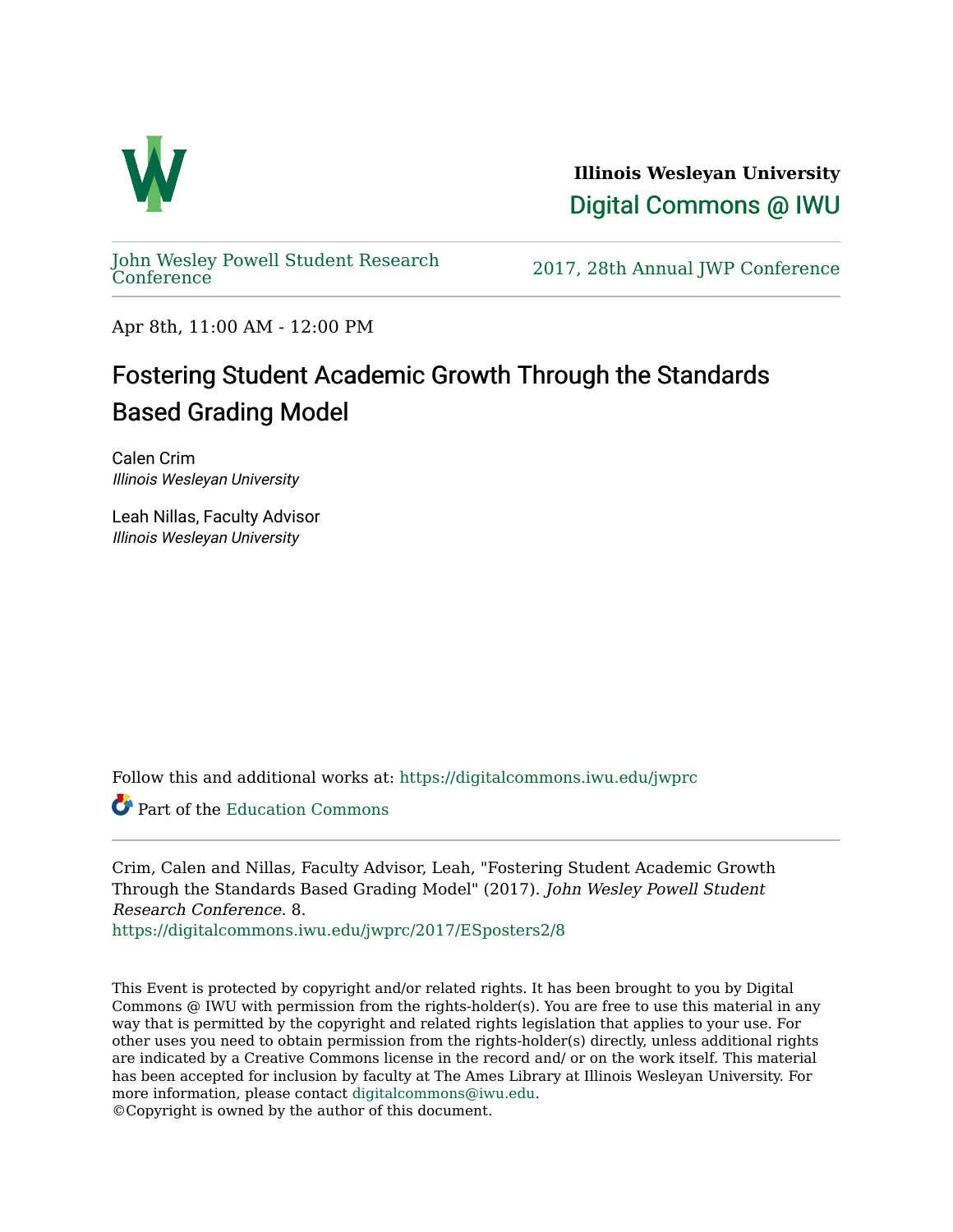**Illinois Wesleyan University**

Digital Commons @ IWU

John Wesley Powell Student Research Conference

2017, 28th Annual JWP Conference

Apr 8th, 11:00 AM - 12:00 PM

# Fostering Student Academic Growth Through the Standards Based Grading Model

Calen Crim
*Illinois Wesleyan University*

Leah Nillas, Faculty Advisor
*Illinois Wesleyan University*

Follow this and additional works at: https://digitalcommons.iwu.edu/jwprc

Part of the Education Commons

Crim, Calen and Nillas, Faculty Advisor, Leah, "Fostering Student Academic Growth Through the Standards Based Grading Model" (2017). *John Wesley Powell Student Research Conference*. 8.
https://digitalcommons.iwu.edu/jwprc/2017/ESposters2/8

This Event is protected by copyright and/or related rights. It has been brought to you by Digital Commons @ IWU with permission from the rights-holder(s). You are free to use this material in any way that is permitted by the copyright and related rights legislation that applies to your use. For other uses you need to obtain permission from the rights-holder(s) directly, unless additional rights are indicated by a Creative Commons license in the record and/ or on the work itself. This material has been accepted for inclusion by faculty at The Ames Library at Illinois Wesleyan University. For more information, please contact digitalcommons@iwu.edu.
©Copyright is owned by the author of this document.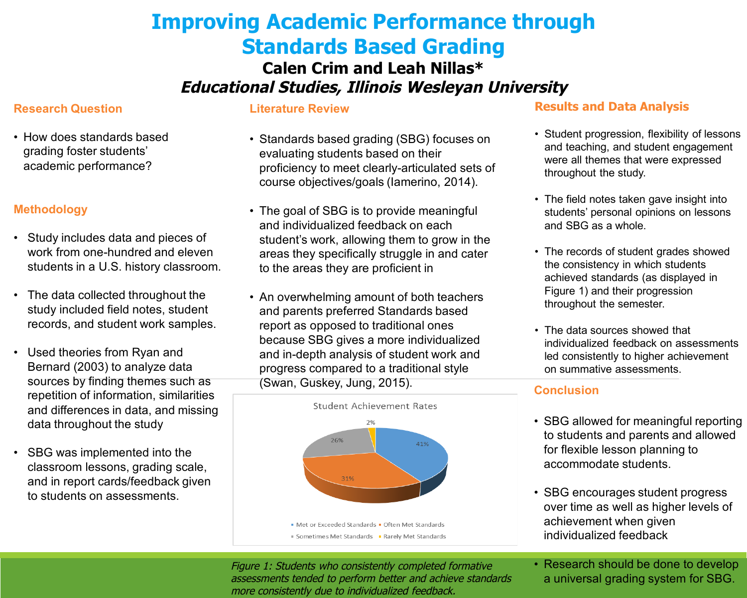# Improving Academic Performance through Standards Based Grading

**Calen Crim and Leah Nillas***

***Educational Studies, Illinois Wesleyan University***

## Research Question

- How does standards based grading foster students' academic performance?

## Methodology

- Study includes data and pieces of work from one-hundred and eleven students in a U.S. history classroom.
- The data collected throughout the study included field notes, student records, and student work samples.
- Used theories from Ryan and Bernard (2003) to analyze data sources by finding themes such as repetition of information, similarities and differences in data, and missing data throughout the study
- SBG was implemented into the classroom lessons, grading scale, and in report cards/feedback given to students on assessments.

## Literature Review

- Standards based grading (SBG) focuses on evaluating students based on their proficiency to meet clearly-articulated sets of course objectives/goals (Iamerino, 2014).
- The goal of SBG is to provide meaningful and individualized feedback on each student's work, allowing them to grow in the areas they specifically struggle in and cater to the areas they are proficient in
- An overwhelming amount of both teachers and parents preferred Standards based report as opposed to traditional ones because SBG gives a more individualized and in-depth analysis of student work and progress compared to a traditional style (Swan, Guskey, Jung, 2015).

Student Achievement Rates

41%
31%
26%
2%

Met or Exceeded Standards
Often Met Standards
Sometimes Met Standards
Rarely Met Standards

*Figure 1: Students who consistently completed formative assessments tended to perform better and achieve standards more consistently due to individualized feedback.*

## Results and Data Analysis

- Student progression, flexibility of lessons and teaching, and student engagement were all themes that were expressed throughout the study.
- The field notes taken gave insight into students' personal opinions on lessons and SBG as a whole.
- The records of student grades showed the consistency in which students achieved standards (as displayed in Figure 1) and their progression throughout the semester.
- The data sources showed that individualized feedback on assessments led consistently to higher achievement on summative assessments.

## Conclusion

- SBG allowed for meaningful reporting to students and parents and allowed for flexible lesson planning to accommodate students.
- SBG encourages student progress over time as well as higher levels of achievement when given individualized feedback
- Research should be done to develop a universal grading system for SBG.